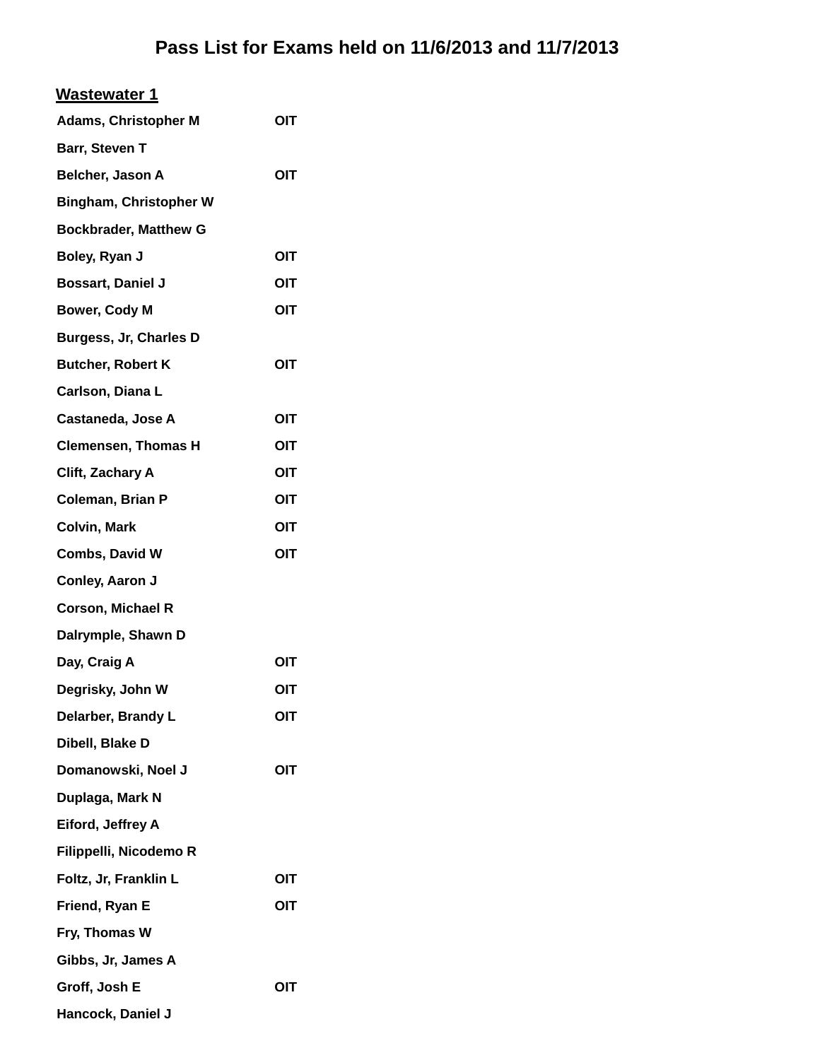# Pass List for Exams held on 11/6/2013 and 11/7/2013

## Wastewater 1

| Name | |
|---|---|
| Adams, Christopher M | OIT |
| Barr, Steven T | |
| Belcher, Jason A | OIT |
| Bingham, Christopher W | |
| Bockbrader, Matthew G | |
| Boley, Ryan J | OIT |
| Bossart, Daniel J | OIT |
| Bower, Cody M | OIT |
| Burgess, Jr, Charles D | |
| Butcher, Robert K | OIT |
| Carlson, Diana L | |
| Castaneda, Jose A | OIT |
| Clemensen, Thomas H | OIT |
| Clift, Zachary A | OIT |
| Coleman, Brian P | OIT |
| Colvin, Mark | OIT |
| Combs, David W | OIT |
| Conley, Aaron J | |
| Corson, Michael R | |
| Dalrymple, Shawn D | |
| Day, Craig A | OIT |
| Degrisky, John W | OIT |
| Delarber, Brandy L | OIT |
| Dibell, Blake D | |
| Domanowski, Noel J | OIT |
| Duplaga, Mark N | |
| Eiford, Jeffrey A | |
| Filippelli, Nicodemo R | |
| Foltz, Jr, Franklin L | OIT |
| Friend, Ryan E | OIT |
| Fry, Thomas W | |
| Gibbs, Jr, James A | |
| Groff, Josh E | OIT |
| Hancock, Daniel J | |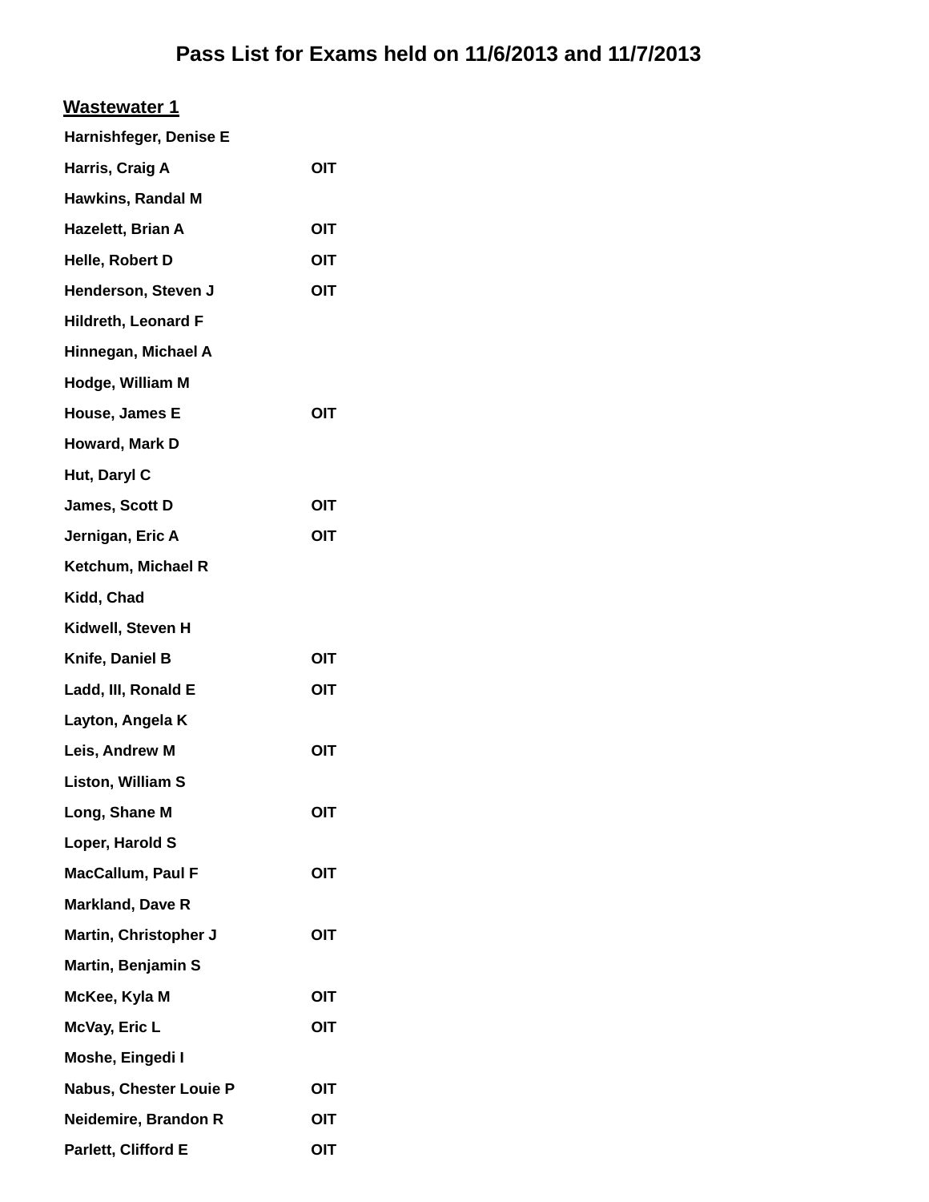# Pass List for Exams held on 11/6/2013 and 11/7/2013

## Wastewater 1

| Name | |
|---|---|
| Harnishfeger, Denise E | |
| Harris, Craig A | OIT |
| Hawkins, Randal M | |
| Hazelett, Brian A | OIT |
| Helle, Robert D | OIT |
| Henderson, Steven J | OIT |
| Hildreth, Leonard F | |
| Hinnegan, Michael A | |
| Hodge, William M | |
| House, James E | OIT |
| Howard, Mark D | |
| Hut, Daryl C | |
| James, Scott D | OIT |
| Jernigan, Eric A | OIT |
| Ketchum, Michael R | |
| Kidd, Chad | |
| Kidwell, Steven H | |
| Knife, Daniel B | OIT |
| Ladd, III, Ronald E | OIT |
| Layton, Angela K | |
| Leis, Andrew M | OIT |
| Liston, William S | |
| Long, Shane M | OIT |
| Loper, Harold S | |
| MacCallum, Paul F | OIT |
| Markland, Dave R | |
| Martin, Christopher J | OIT |
| Martin, Benjamin S | |
| McKee, Kyla M | OIT |
| McVay, Eric L | OIT |
| Moshe, Eingedi I | |
| Nabus, Chester Louie P | OIT |
| Neidemire, Brandon R | OIT |
| Parlett, Clifford E | OIT |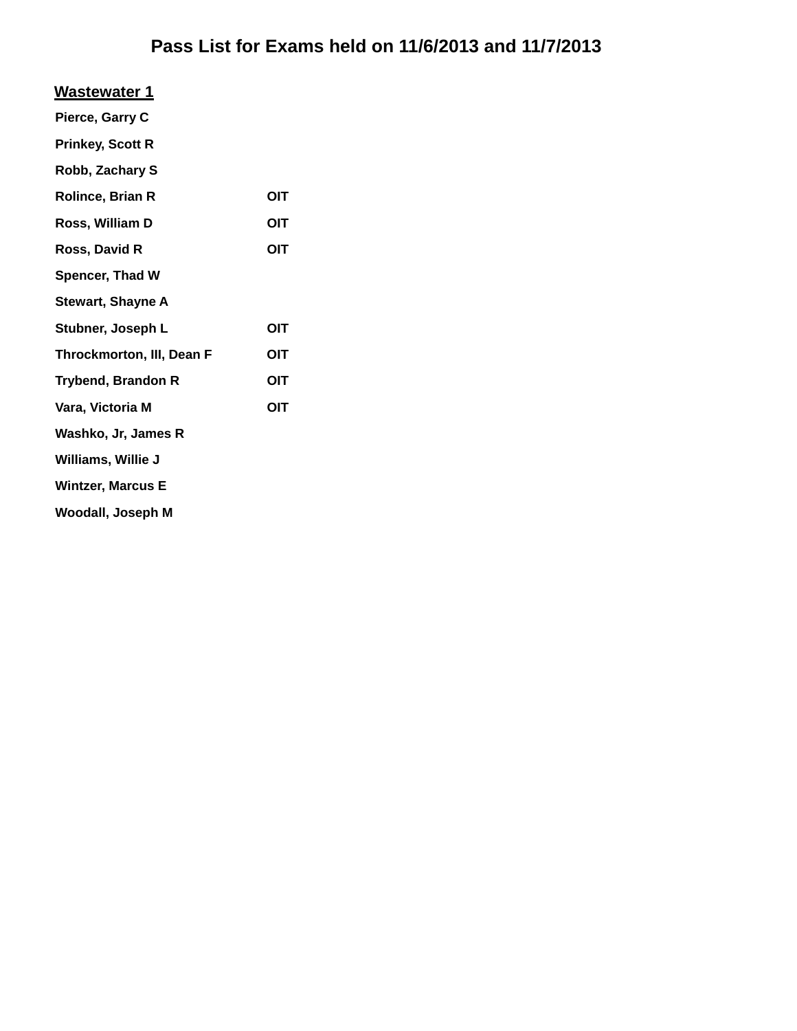# Pass List for Exams held on 11/6/2013 and 11/7/2013

## Wastewater 1

| Name | |
|---|---|
| Pierce, Garry C | |
| Prinkey, Scott R | |
| Robb, Zachary S | |
| Rolince, Brian R | OIT |
| Ross, William D | OIT |
| Ross, David R | OIT |
| Spencer, Thad W | |
| Stewart, Shayne A | |
| Stubner, Joseph L | OIT |
| Throckmorton, III, Dean F | OIT |
| Trybend, Brandon R | OIT |
| Vara, Victoria M | OIT |
| Washko, Jr, James R | |
| Williams, Willie J | |
| Wintzer, Marcus E | |
| Woodall, Joseph M | |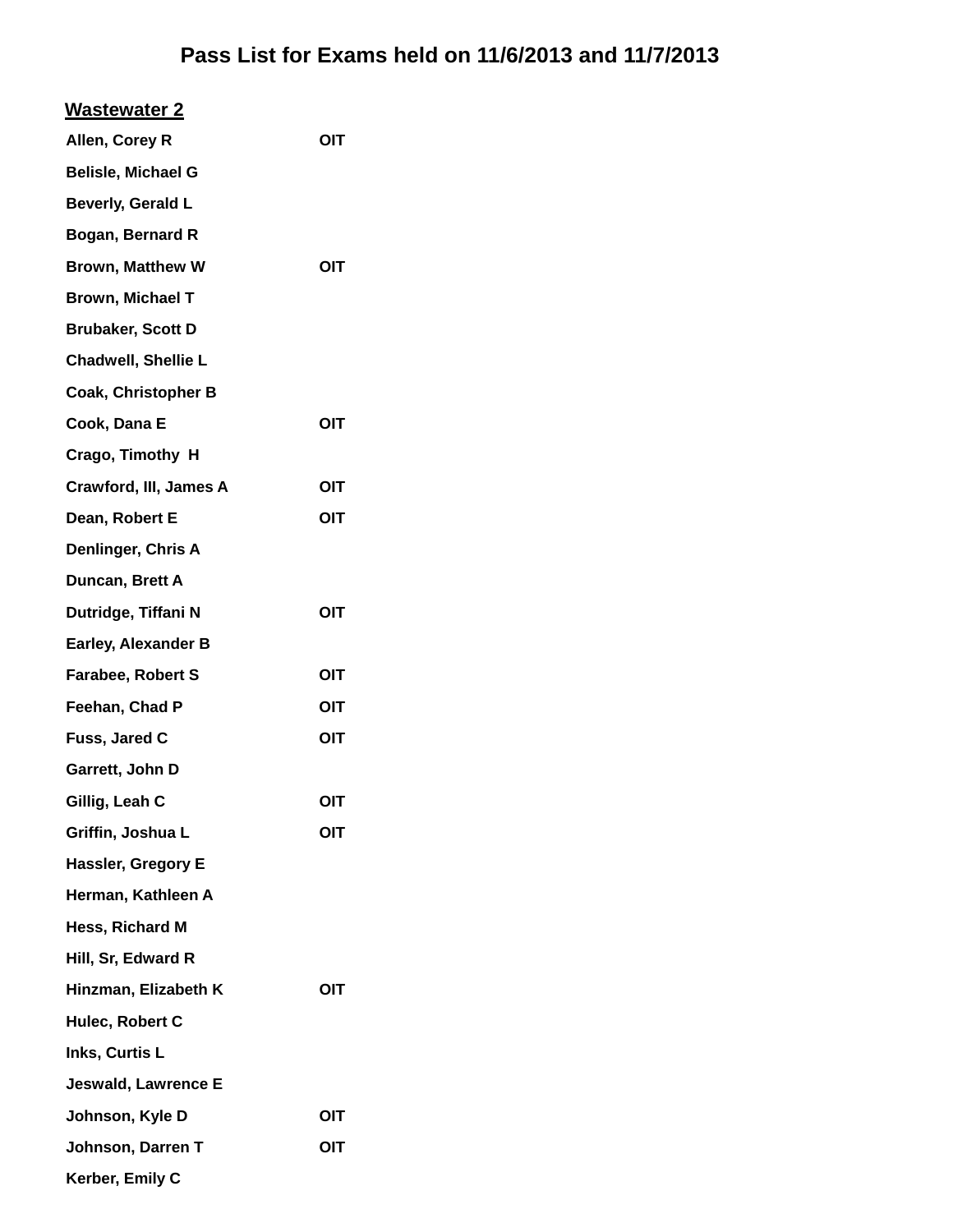# Pass List for Exams held on 11/6/2013 and 11/7/2013

## Wastewater 2

| Name | |
|---|---|
| Allen, Corey R | OIT |
| Belisle, Michael G | |
| Beverly, Gerald L | |
| Bogan, Bernard R | |
| Brown, Matthew W | OIT |
| Brown, Michael T | |
| Brubaker, Scott D | |
| Chadwell, Shellie L | |
| Coak, Christopher B | |
| Cook, Dana E | OIT |
| Crago, Timothy H | |
| Crawford, III, James A | OIT |
| Dean, Robert E | OIT |
| Denlinger, Chris A | |
| Duncan, Brett A | |
| Dutridge, Tiffani N | OIT |
| Earley, Alexander B | |
| Farabee, Robert S | OIT |
| Feehan, Chad P | OIT |
| Fuss, Jared C | OIT |
| Garrett, John D | |
| Gillig, Leah C | OIT |
| Griffin, Joshua L | OIT |
| Hassler, Gregory E | |
| Herman, Kathleen A | |
| Hess, Richard M | |
| Hill, Sr, Edward R | |
| Hinzman, Elizabeth K | OIT |
| Hulec, Robert C | |
| Inks, Curtis L | |
| Jeswald, Lawrence E | |
| Johnson, Kyle D | OIT |
| Johnson, Darren T | OIT |
| Kerber, Emily C | |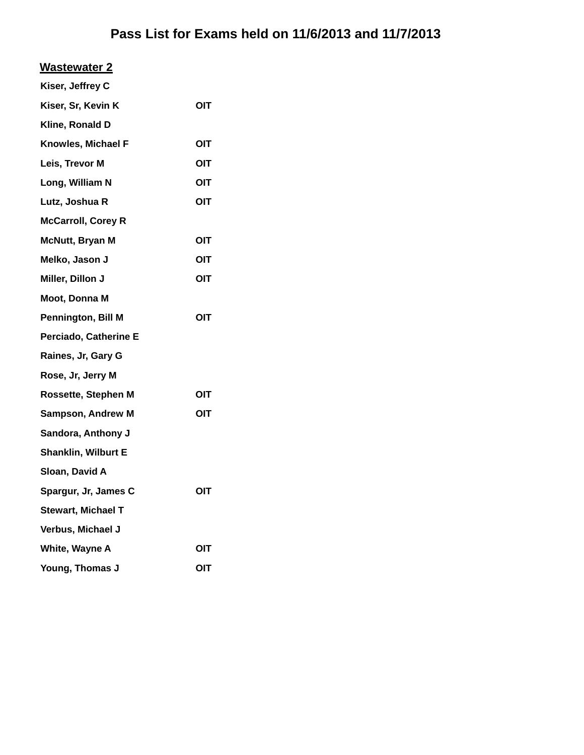# Pass List for Exams held on 11/6/2013 and 11/7/2013

## Wastewater 2

| Name | |
|---|---|
| Kiser, Jeffrey C | |
| Kiser, Sr, Kevin K | OIT |
| Kline, Ronald D | |
| Knowles, Michael F | OIT |
| Leis, Trevor M | OIT |
| Long, William N | OIT |
| Lutz, Joshua R | OIT |
| McCarroll, Corey R | |
| McNutt, Bryan M | OIT |
| Melko, Jason J | OIT |
| Miller, Dillon J | OIT |
| Moot, Donna M | |
| Pennington, Bill M | OIT |
| Perciado, Catherine E | |
| Raines, Jr, Gary G | |
| Rose, Jr, Jerry M | |
| Rossette, Stephen M | OIT |
| Sampson, Andrew M | OIT |
| Sandora, Anthony J | |
| Shanklin, Wilburt E | |
| Sloan, David A | |
| Spargur, Jr, James C | OIT |
| Stewart, Michael T | |
| Verbus, Michael J | |
| White, Wayne A | OIT |
| Young, Thomas J | OIT |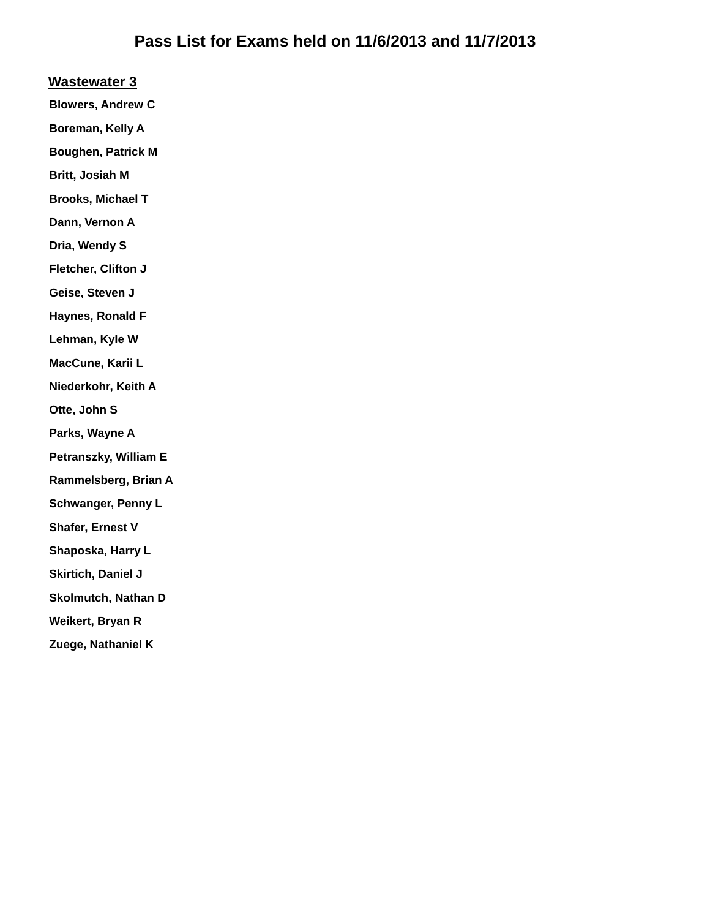# Pass List for Exams held on 11/6/2013 and 11/7/2013

## Wastewater 3

**Blowers, Andrew C**

**Boreman, Kelly A**

**Boughen, Patrick M**

**Britt, Josiah M**

**Brooks, Michael T**

**Dann, Vernon A**

**Dria, Wendy S**

**Fletcher, Clifton J**

**Geise, Steven J**

**Haynes, Ronald F**

**Lehman, Kyle W**

**MacCune, Karii L**

**Niederkohr, Keith A**

**Otte, John S**

**Parks, Wayne A**

**Petranszky, William E**

**Rammelsberg, Brian A**

**Schwanger, Penny L**

**Shafer, Ernest V**

**Shaposka, Harry L**

**Skirtich, Daniel J**

**Skolmutch, Nathan D**

**Weikert, Bryan R**

**Zuege, Nathaniel K**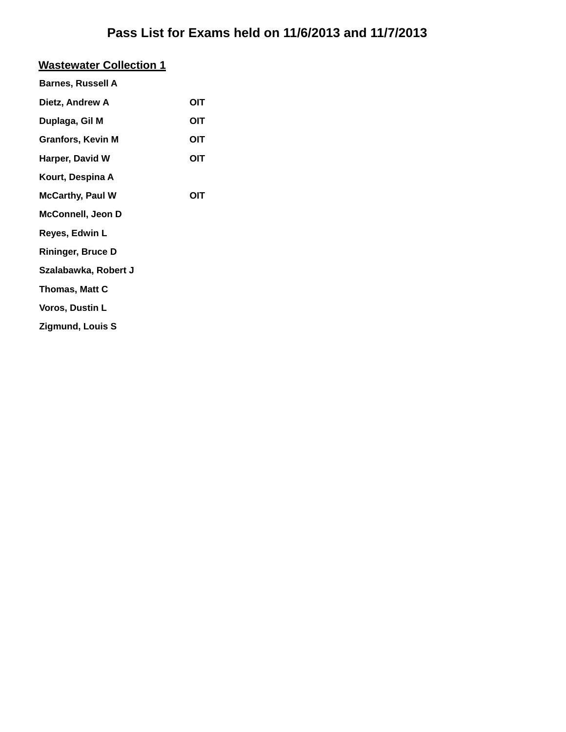# Pass List for Exams held on 11/6/2013 and 11/7/2013

## Wastewater Collection 1

| Name | |
|---|---|
| Barnes, Russell A | |
| Dietz, Andrew A | OIT |
| Duplaga, Gil M | OIT |
| Granfors, Kevin M | OIT |
| Harper, David W | OIT |
| Kourt, Despina A | |
| McCarthy, Paul W | OIT |
| McConnell, Jeon D | |
| Reyes, Edwin L | |
| Rininger, Bruce D | |
| Szalabawka, Robert J | |
| Thomas, Matt C | |
| Voros, Dustin L | |
| Zigmund, Louis S | |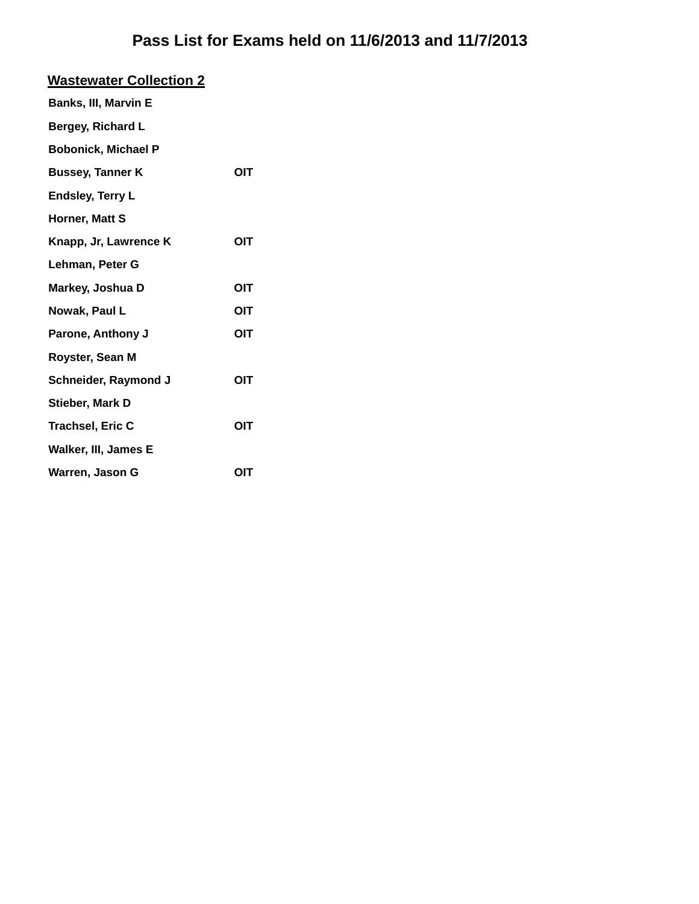# Pass List for Exams held on 11/6/2013 and 11/7/2013

## Wastewater Collection 2

| Name | |
|---|---|
| Banks, III, Marvin E | |
| Bergey, Richard L | |
| Bobonick, Michael P | |
| Bussey, Tanner K | OIT |
| Endsley, Terry L | |
| Horner, Matt S | |
| Knapp, Jr, Lawrence K | OIT |
| Lehman, Peter G | |
| Markey, Joshua D | OIT |
| Nowak, Paul L | OIT |
| Parone, Anthony J | OIT |
| Royster, Sean M | |
| Schneider, Raymond J | OIT |
| Stieber, Mark D | |
| Trachsel, Eric C | OIT |
| Walker, III, James E | |
| Warren, Jason G | OIT |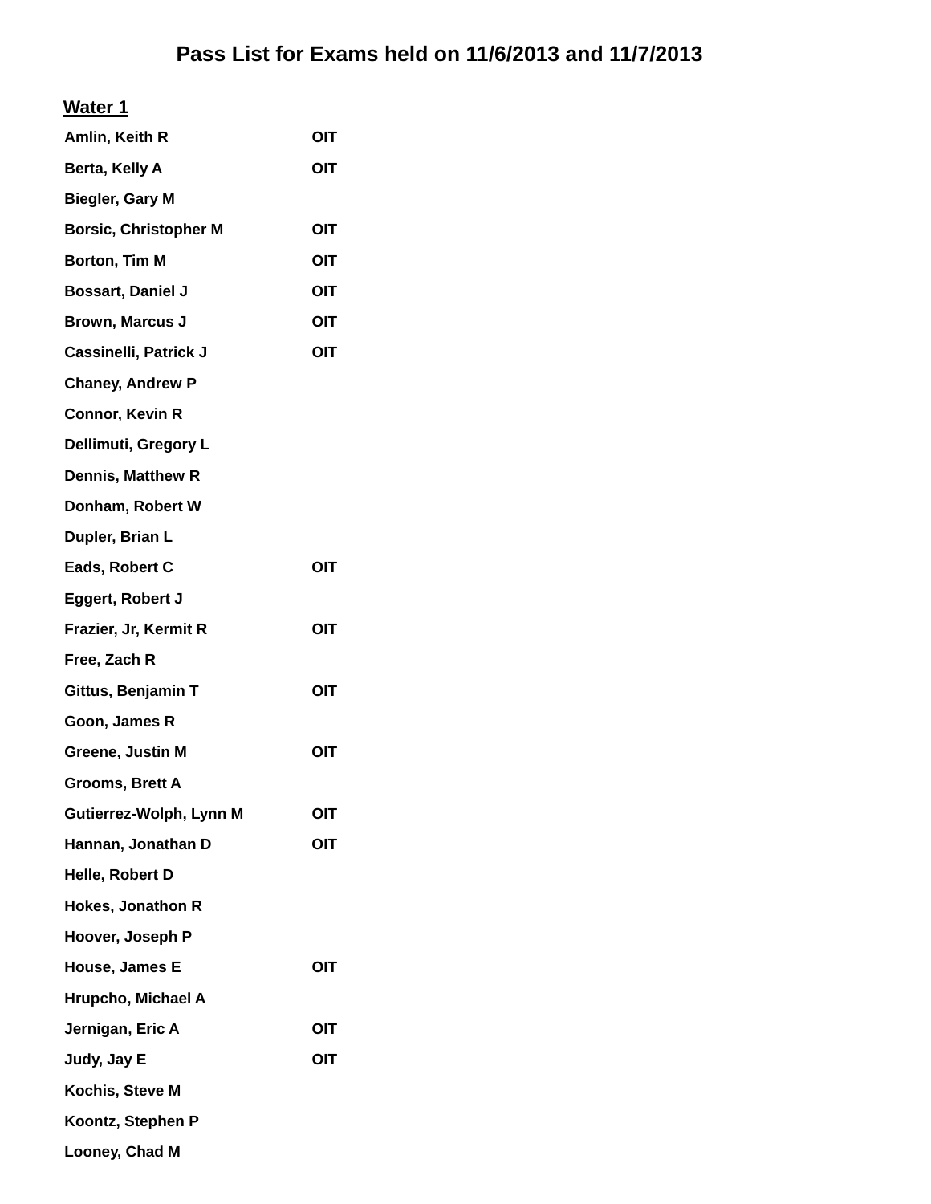# Pass List for Exams held on 11/6/2013 and 11/7/2013

## Water 1

| Name | |
|---|---|
| Amlin, Keith R | OIT |
| Berta, Kelly A | OIT |
| Biegler, Gary M | |
| Borsic, Christopher M | OIT |
| Borton, Tim M | OIT |
| Bossart, Daniel J | OIT |
| Brown, Marcus J | OIT |
| Cassinelli, Patrick J | OIT |
| Chaney, Andrew P | |
| Connor, Kevin R | |
| Dellimuti, Gregory L | |
| Dennis, Matthew R | |
| Donham, Robert W | |
| Dupler, Brian L | |
| Eads, Robert C | OIT |
| Eggert, Robert J | |
| Frazier, Jr, Kermit R | OIT |
| Free, Zach R | |
| Gittus, Benjamin T | OIT |
| Goon, James R | |
| Greene, Justin M | OIT |
| Grooms, Brett A | |
| Gutierrez-Wolph, Lynn M | OIT |
| Hannan, Jonathan D | OIT |
| Helle, Robert D | |
| Hokes, Jonathon R | |
| Hoover, Joseph P | |
| House, James E | OIT |
| Hrupcho, Michael A | |
| Jernigan, Eric A | OIT |
| Judy, Jay E | OIT |
| Kochis, Steve M | |
| Koontz, Stephen P | |
| Looney, Chad M | |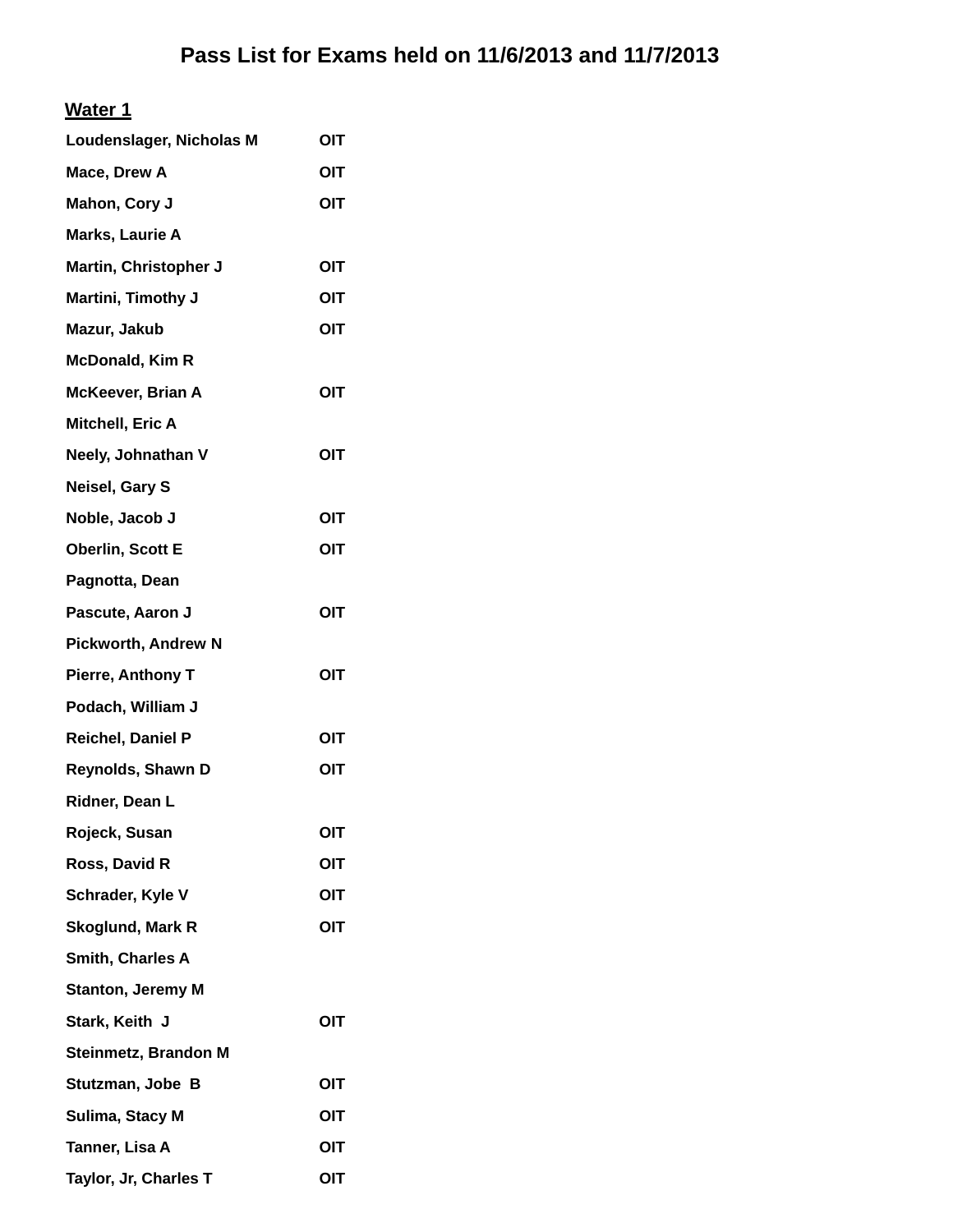# Pass List for Exams held on 11/6/2013 and 11/7/2013

## Water 1

| | |
|---|---|
| Loudenslager, Nicholas M | OIT |
| Mace, Drew A | OIT |
| Mahon, Cory J | OIT |
| Marks, Laurie A | |
| Martin, Christopher J | OIT |
| Martini, Timothy J | OIT |
| Mazur, Jakub | OIT |
| McDonald, Kim R | |
| McKeever, Brian A | OIT |
| Mitchell, Eric A | |
| Neely, Johnathan V | OIT |
| Neisel, Gary S | |
| Noble, Jacob J | OIT |
| Oberlin, Scott E | OIT |
| Pagnotta, Dean | |
| Pascute, Aaron J | OIT |
| Pickworth, Andrew N | |
| Pierre, Anthony T | OIT |
| Podach, William J | |
| Reichel, Daniel P | OIT |
| Reynolds, Shawn D | OIT |
| Ridner, Dean L | |
| Rojeck, Susan | OIT |
| Ross, David R | OIT |
| Schrader, Kyle V | OIT |
| Skoglund, Mark R | OIT |
| Smith, Charles A | |
| Stanton, Jeremy M | |
| Stark, Keith J | OIT |
| Steinmetz, Brandon M | |
| Stutzman, Jobe B | OIT |
| Sulima, Stacy M | OIT |
| Tanner, Lisa A | OIT |
| Taylor, Jr, Charles T | OIT |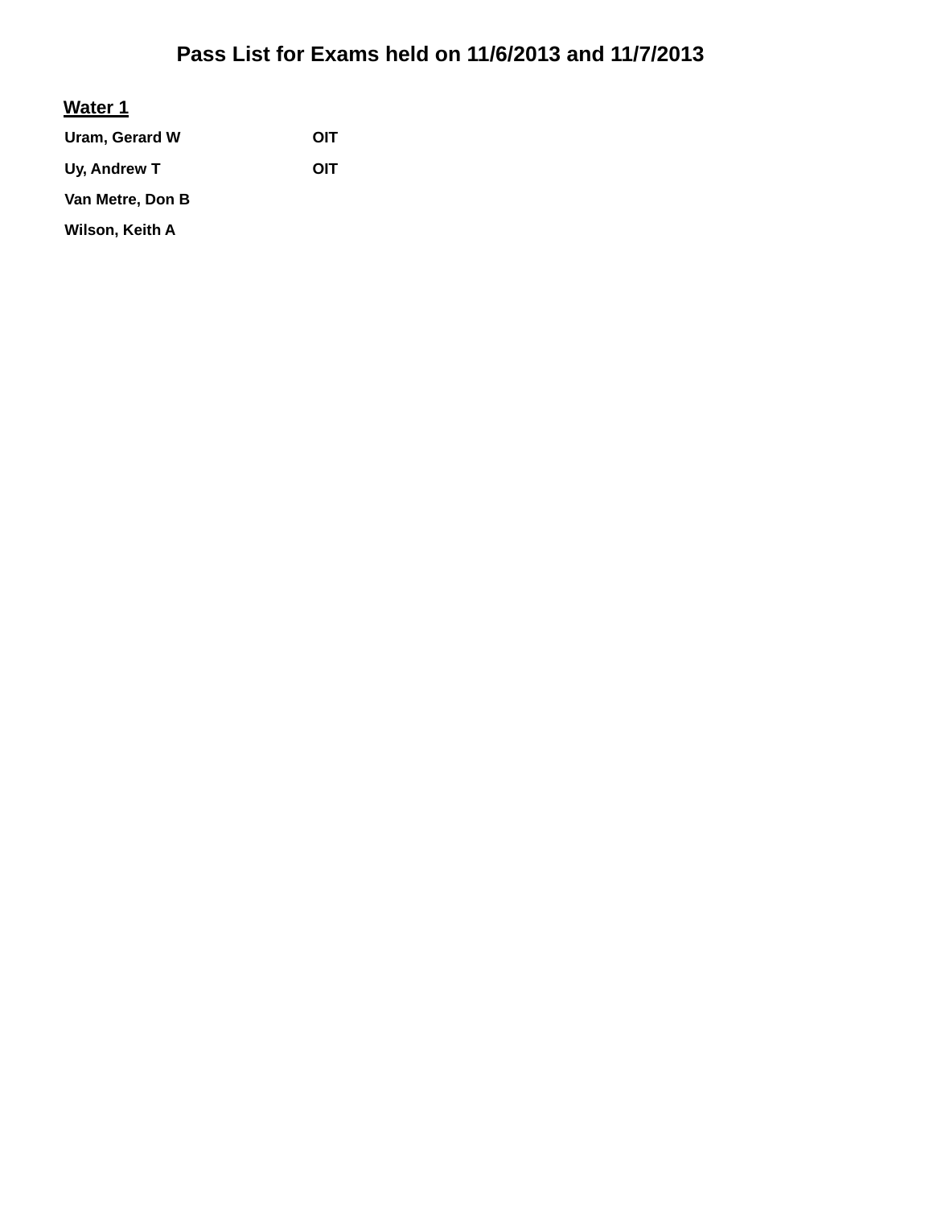# Pass List for Exams held on 11/6/2013 and 11/7/2013

## Water 1

| | |
|---|---|
| **Uram, Gerard W** | **OIT** |
| **Uy, Andrew T** | **OIT** |
| **Van Metre, Don B** | |
| **Wilson, Keith A** | |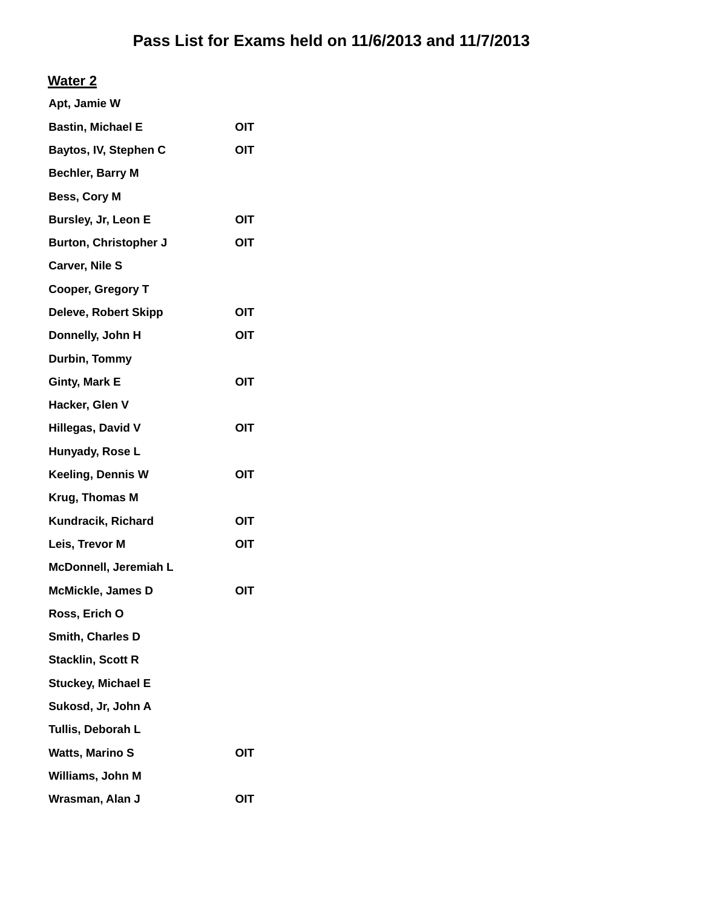# Pass List for Exams held on 11/6/2013 and 11/7/2013

## Water 2

| Name | |
|---|---|
| Apt, Jamie W | |
| Bastin, Michael E | OIT |
| Baytos, IV, Stephen C | OIT |
| Bechler, Barry M | |
| Bess, Cory M | |
| Bursley, Jr, Leon E | OIT |
| Burton, Christopher J | OIT |
| Carver, Nile S | |
| Cooper, Gregory T | |
| Deleve, Robert Skipp | OIT |
| Donnelly, John H | OIT |
| Durbin, Tommy | |
| Ginty, Mark E | OIT |
| Hacker, Glen V | |
| Hillegas, David V | OIT |
| Hunyady, Rose L | |
| Keeling, Dennis W | OIT |
| Krug, Thomas M | |
| Kundracik, Richard | OIT |
| Leis, Trevor M | OIT |
| McDonnell, Jeremiah L | |
| McMickle, James D | OIT |
| Ross, Erich O | |
| Smith, Charles D | |
| Stacklin, Scott R | |
| Stuckey, Michael E | |
| Sukosd, Jr, John A | |
| Tullis, Deborah L | |
| Watts, Marino S | OIT |
| Williams, John M | |
| Wrasman, Alan J | OIT |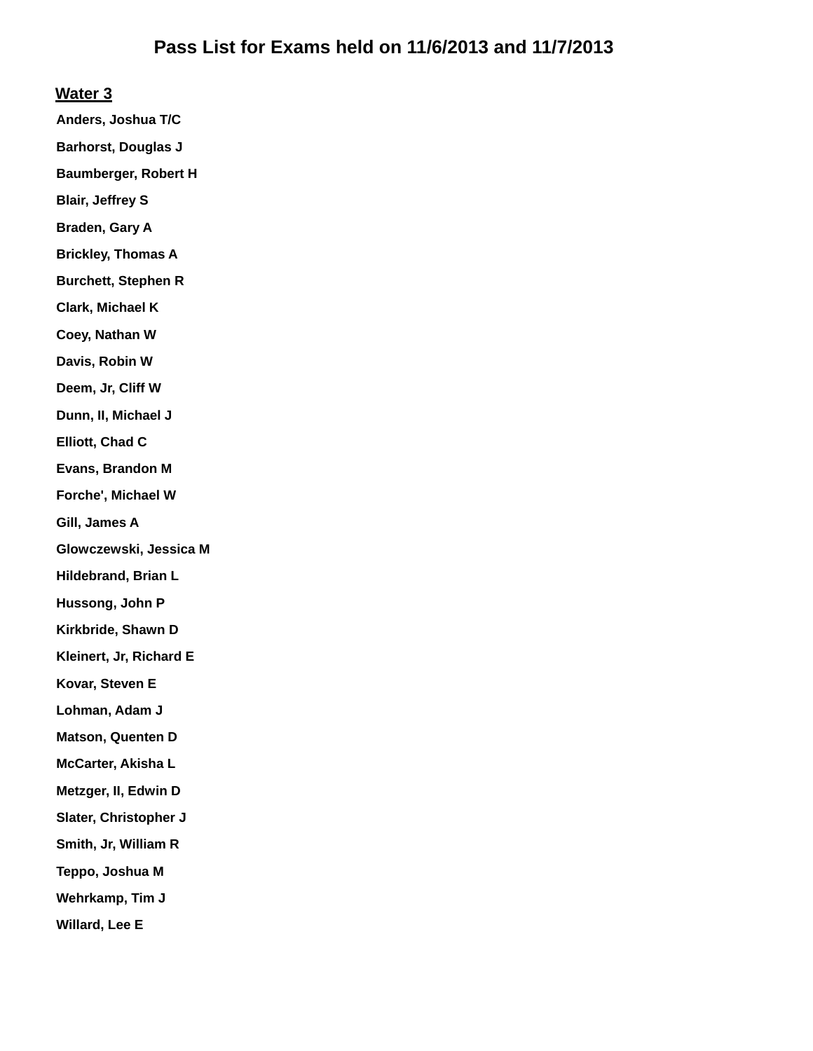# Pass List for Exams held on 11/6/2013 and 11/7/2013

## Water 3

**Anders, Joshua T/C**

**Barhorst, Douglas J**

**Baumberger, Robert H**

**Blair, Jeffrey S**

**Braden, Gary A**

**Brickley, Thomas A**

**Burchett, Stephen R**

**Clark, Michael K**

**Coey, Nathan W**

**Davis, Robin W**

**Deem, Jr, Cliff W**

**Dunn, II, Michael J**

**Elliott, Chad C**

**Evans, Brandon M**

**Forche', Michael W**

**Gill, James A**

**Glowczewski, Jessica M**

**Hildebrand, Brian L**

**Hussong, John P**

**Kirkbride, Shawn D**

**Kleinert, Jr, Richard E**

**Kovar, Steven E**

**Lohman, Adam J**

**Matson, Quenten D**

**McCarter, Akisha L**

**Metzger, II, Edwin D**

**Slater, Christopher J**

**Smith, Jr, William R**

**Teppo, Joshua M**

**Wehrkamp, Tim J**

**Willard, Lee E**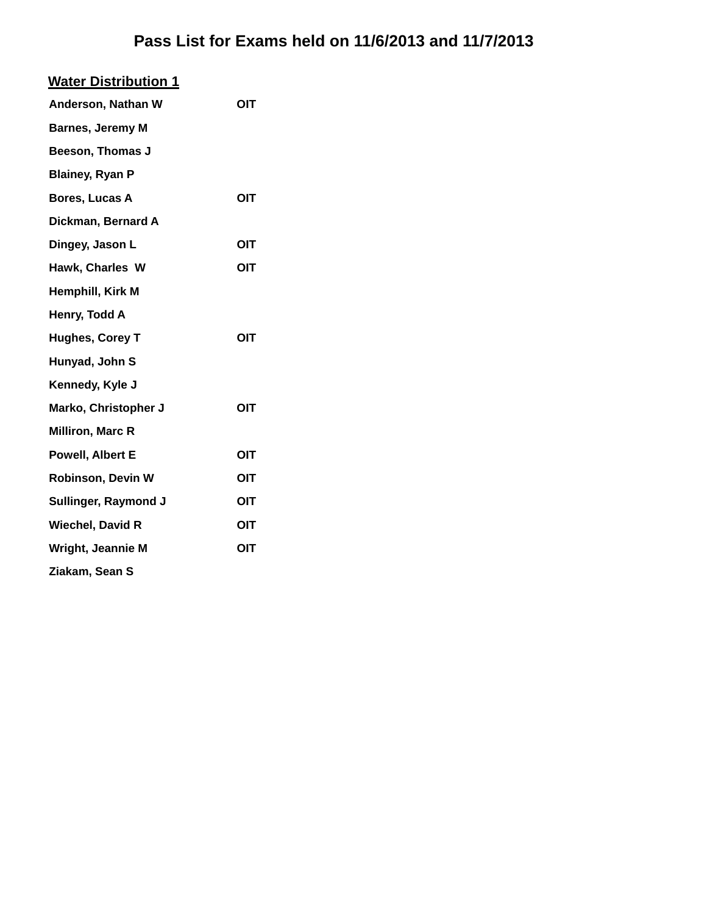# Pass List for Exams held on 11/6/2013 and 11/7/2013

## Water Distribution 1

| Name | |
|---|---|
| Anderson, Nathan W | OIT |
| Barnes, Jeremy M | |
| Beeson, Thomas J | |
| Blainey, Ryan P | |
| Bores, Lucas A | OIT |
| Dickman, Bernard A | |
| Dingey, Jason L | OIT |
| Hawk, Charles W | OIT |
| Hemphill, Kirk M | |
| Henry, Todd A | |
| Hughes, Corey T | OIT |
| Hunyad, John S | |
| Kennedy, Kyle J | |
| Marko, Christopher J | OIT |
| Milliron, Marc R | |
| Powell, Albert E | OIT |
| Robinson, Devin W | OIT |
| Sullinger, Raymond J | OIT |
| Wiechel, David R | OIT |
| Wright, Jeannie M | OIT |
| Ziakam, Sean S | |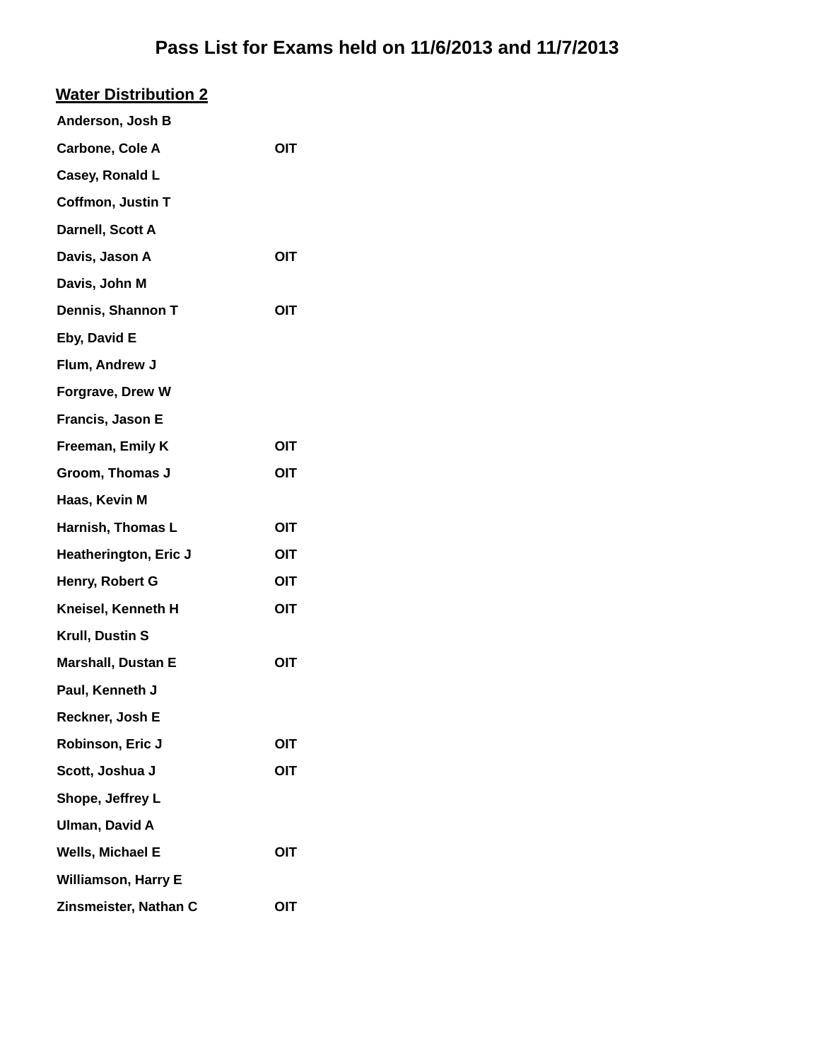# Pass List for Exams held on 11/6/2013 and 11/7/2013

## Water Distribution 2

| | |
|---|---|
| Anderson, Josh B | |
| Carbone, Cole A | OIT |
| Casey, Ronald L | |
| Coffmon, Justin T | |
| Darnell, Scott A | |
| Davis, Jason A | OIT |
| Davis, John M | |
| Dennis, Shannon T | OIT |
| Eby, David E | |
| Flum, Andrew J | |
| Forgrave, Drew W | |
| Francis, Jason E | |
| Freeman, Emily K | OIT |
| Groom, Thomas J | OIT |
| Haas, Kevin M | |
| Harnish, Thomas L | OIT |
| Heatherington, Eric J | OIT |
| Henry, Robert G | OIT |
| Kneisel, Kenneth H | OIT |
| Krull, Dustin S | |
| Marshall, Dustan E | OIT |
| Paul, Kenneth J | |
| Reckner, Josh E | |
| Robinson, Eric J | OIT |
| Scott, Joshua J | OIT |
| Shope, Jeffrey L | |
| Ulman, David A | |
| Wells, Michael E | OIT |
| Williamson, Harry E | |
| Zinsmeister, Nathan C | OIT |